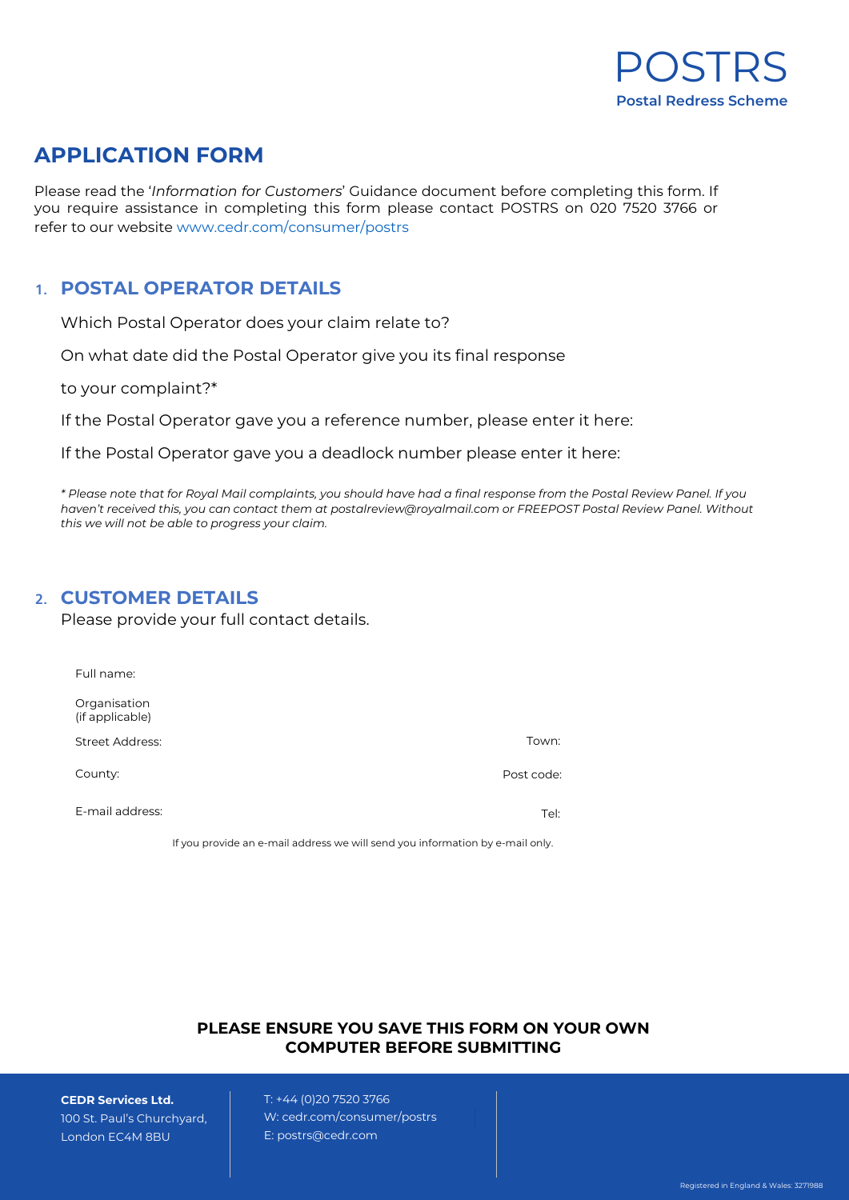POSTRS
**Postal Redress Scheme**

# APPLICATION FORM

Please read the '*Information for Customers*' Guidance document before completing this form. If you require assistance in completing this form please contact POSTRS on 020 7520 3766 or refer to our website www.cedr.com/consumer/postrs

## 1. POSTAL OPERATOR DETAILS

Which Postal Operator does your claim relate to?

On what date did the Postal Operator give you its final response to your complaint?*

If the Postal Operator gave you a reference number, please enter it here:

If the Postal Operator gave you a deadlock number please enter it here:

*\* Please note that for Royal Mail complaints, you should have had a final response from the Postal Review Panel. If you haven't received this, you can contact them at postalreview@royalmail.com or FREEPOST Postal Review Panel. Without this we will not be able to progress your claim.*

## 2. CUSTOMER DETAILS

Please provide your full contact details.

Full name:

Organisation (if applicable)

Street Address:

Town:

County:

Post code:

E-mail address:

Tel:

If you provide an e-mail address we will send you information by e-mail only.

**PLEASE ENSURE YOU SAVE THIS FORM ON YOUR OWN COMPUTER BEFORE SUBMITTING**

**CEDR Services Ltd.**
100 St. Paul's Churchyard,
London EC4M 8BU

T: +44 (0)20 7520 3766
W: cedr.com/consumer/postrs
E: postrs@cedr.com

Registered in England & Wales: 3271988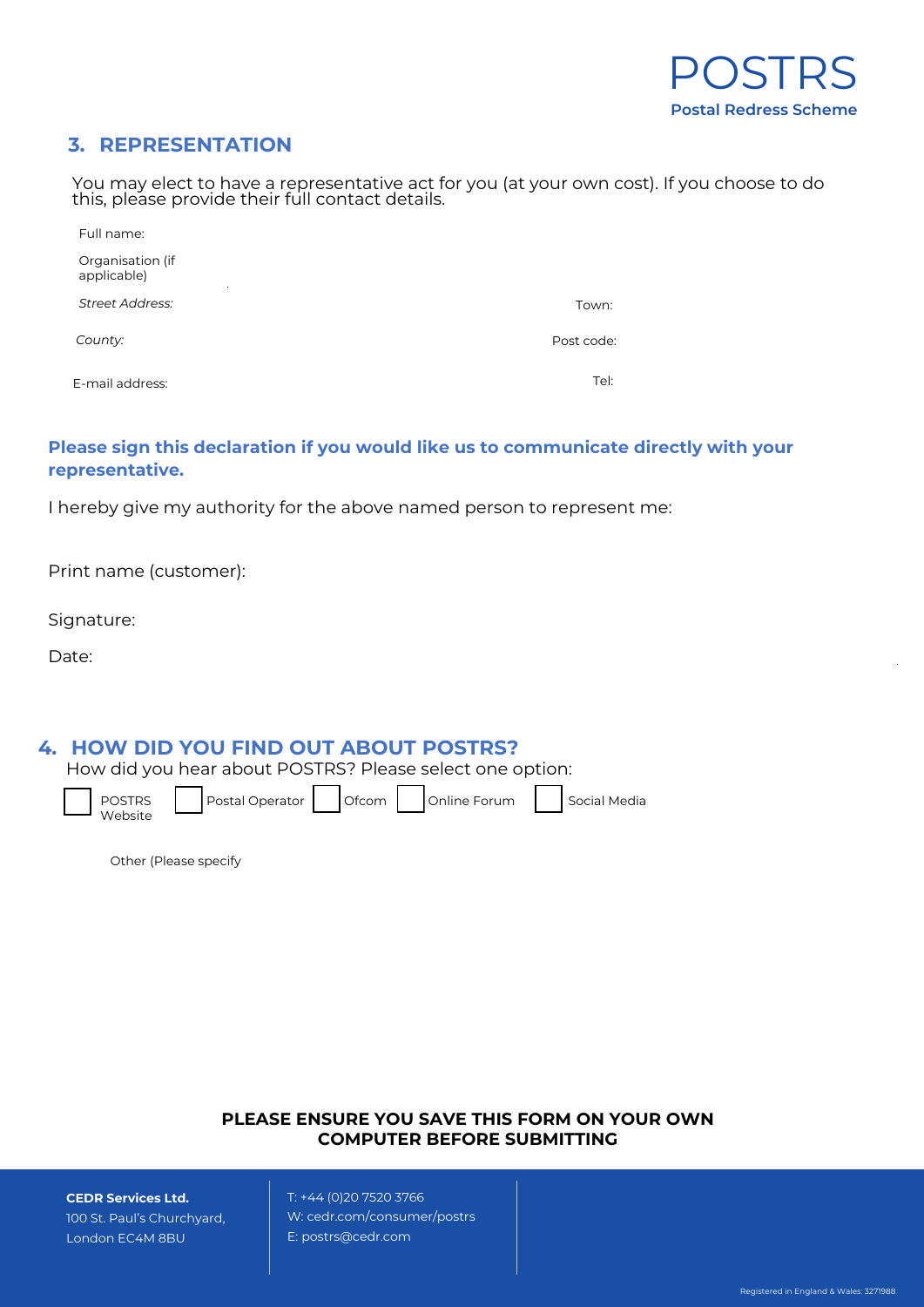## 3. REPRESENTATION

You may elect to have a representative act for you (at your own cost). If you choose to do this, please provide their full contact details.

Full name:

Organisation (if applicable)

*Street Address:* Town:

*County:* Post code:

E-mail address: Tel:

**Please sign this declaration if you would like us to communicate directly with your representative.**

I hereby give my authority for the above named person to represent me:

Print name (customer):

Signature:

Date:

## 4. HOW DID YOU FIND OUT ABOUT POSTRS?

How did you hear about POSTRS? Please select one option:

- ☐ POSTRS Website
- ☐ Postal Operator
- ☐ Ofcom
- ☐ Online Forum
- ☐ Social Media

Other (Please specify

**PLEASE ENSURE YOU SAVE THIS FORM ON YOUR OWN COMPUTER BEFORE SUBMITTING**

**CEDR Services Ltd.**
100 St. Paul's Churchyard,
London EC4M 8BU

T: +44 (0)20 7520 3766
W: cedr.com/consumer/postrs
E: postrs@cedr.com

Registered in England & Wales: 3271988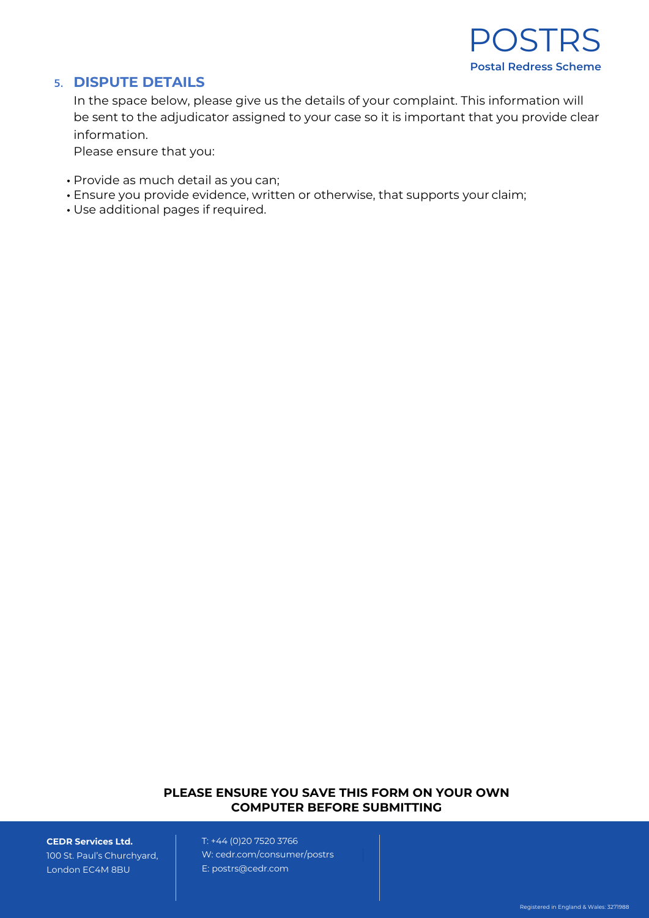## 5. DISPUTE DETAILS

In the space below, please give us the details of your complaint. This information will be sent to the adjudicator assigned to your case so it is important that you provide clear information.

Please ensure that you:

- Provide as much detail as you can;
- Ensure you provide evidence, written or otherwise, that supports your claim;
- Use additional pages if required.

**PLEASE ENSURE YOU SAVE THIS FORM ON YOUR OWN COMPUTER BEFORE SUBMITTING**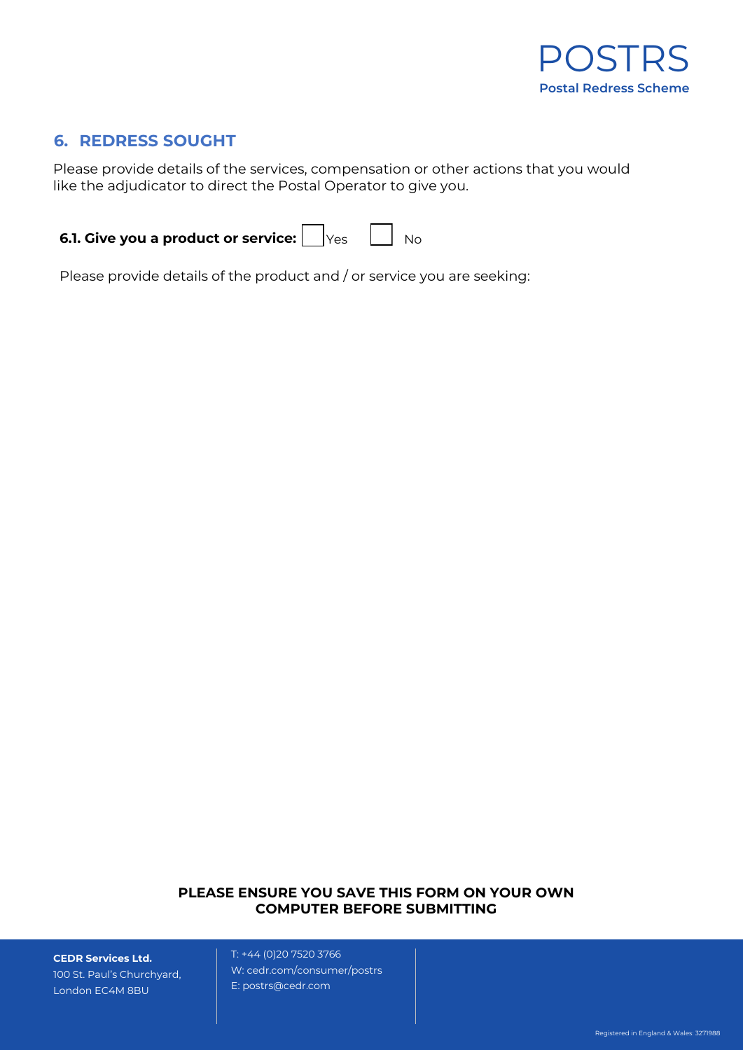POSTRS

Postal Redress Scheme

## 6. REDRESS SOUGHT

Please provide details of the services, compensation or other actions that you would like the adjudicator to direct the Postal Operator to give you.

**6.1. Give you a product or service:** ☐ Yes ☐ No

Please provide details of the product and / or service you are seeking:

**PLEASE ENSURE YOU SAVE THIS FORM ON YOUR OWN COMPUTER BEFORE SUBMITTING**

**CEDR Services Ltd.**
100 St. Paul's Churchyard,
London EC4M 8BU

T: +44 (0)20 7520 3766
W: cedr.com/consumer/postrs
E: postrs@cedr.com

Registered in England & Wales: 3271988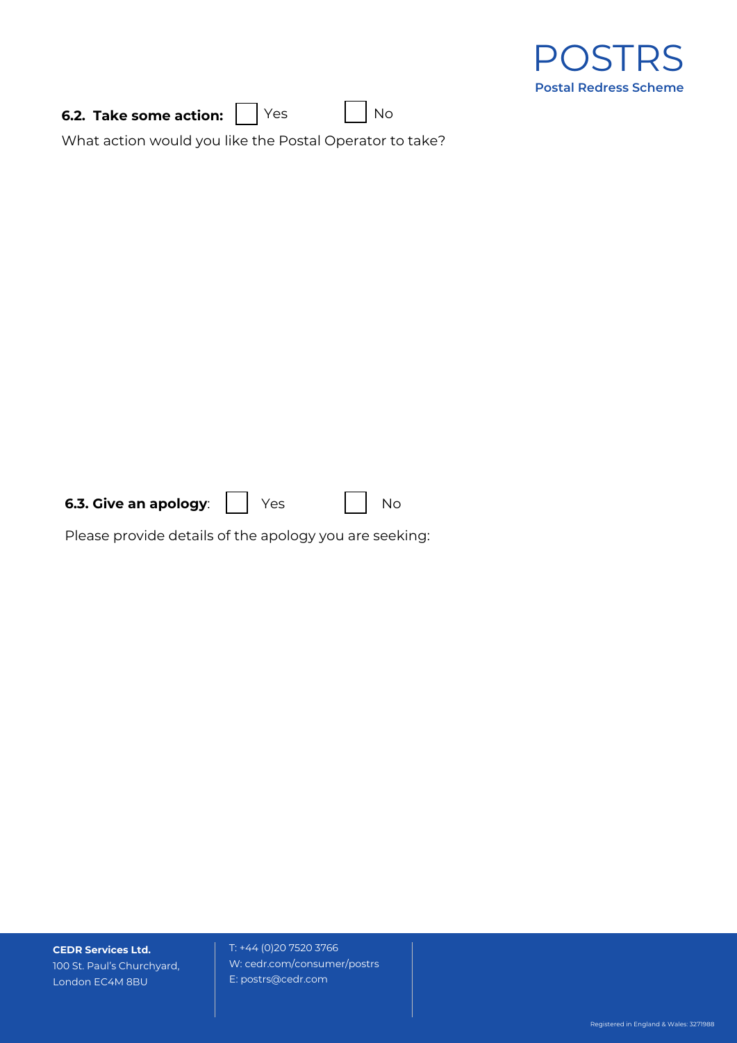**6.2. Take some action:** ☐ Yes ☐ No

What action would you like the Postal Operator to take?

**6.3. Give an apology**: ☐ Yes ☐ No

Please provide details of the apology you are seeking: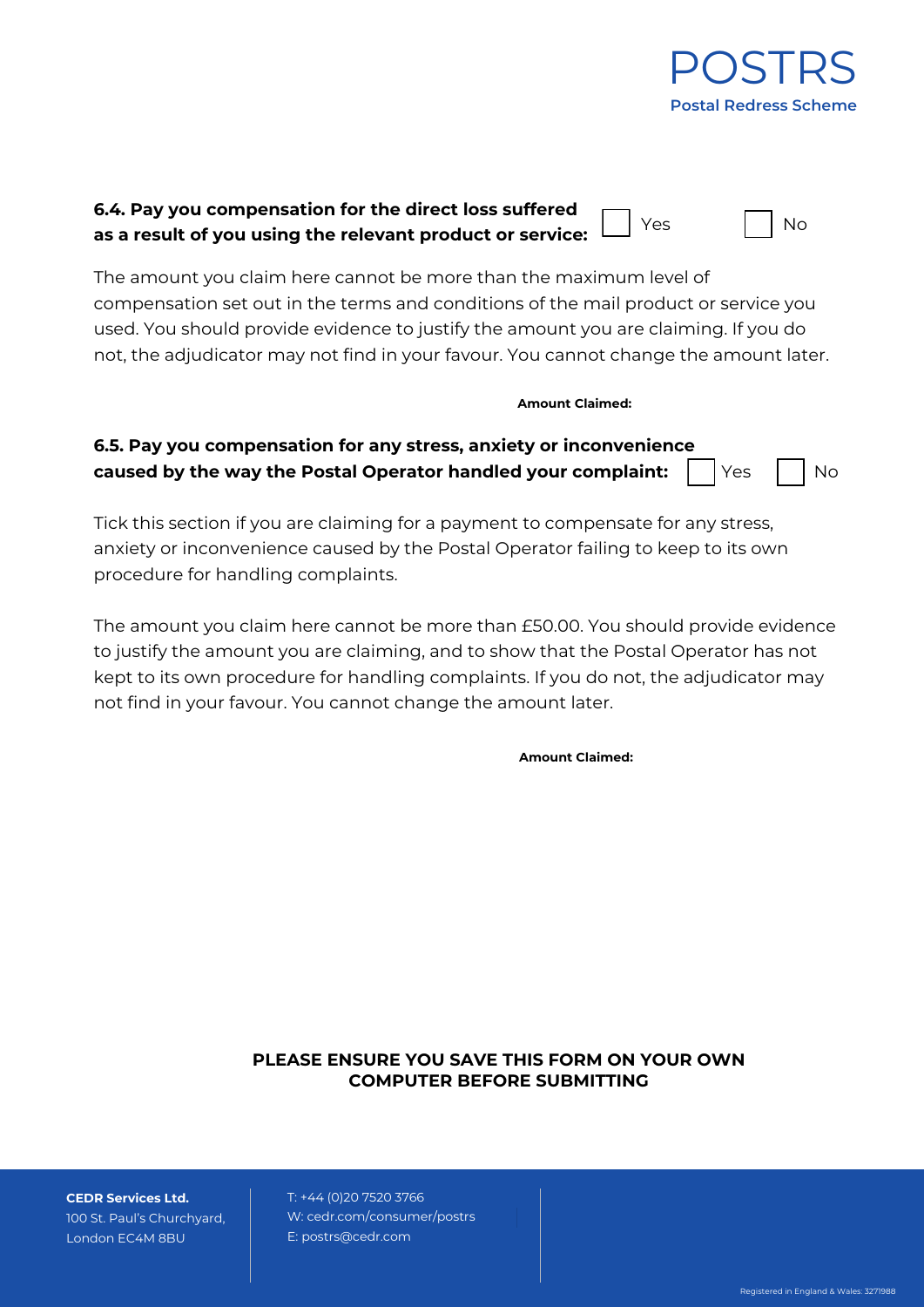**6.4. Pay you compensation for the direct loss suffered as a result of you using the relevant product or service:** ☐ Yes ☐ No

The amount you claim here cannot be more than the maximum level of compensation set out in the terms and conditions of the mail product or service you used. You should provide evidence to justify the amount you are claiming. If you do not, the adjudicator may not find in your favour. You cannot change the amount later.

**Amount Claimed:**

**6.5. Pay you compensation for any stress, anxiety or inconvenience caused by the way the Postal Operator handled your complaint:** ☐ Yes ☐ No

Tick this section if you are claiming for a payment to compensate for any stress, anxiety or inconvenience caused by the Postal Operator failing to keep to its own procedure for handling complaints.

The amount you claim here cannot be more than £50.00. You should provide evidence to justify the amount you are claiming, and to show that the Postal Operator has not kept to its own procedure for handling complaints. If you do not, the adjudicator may not find in your favour. You cannot change the amount later.

**Amount Claimed:**

**PLEASE ENSURE YOU SAVE THIS FORM ON YOUR OWN COMPUTER BEFORE SUBMITTING**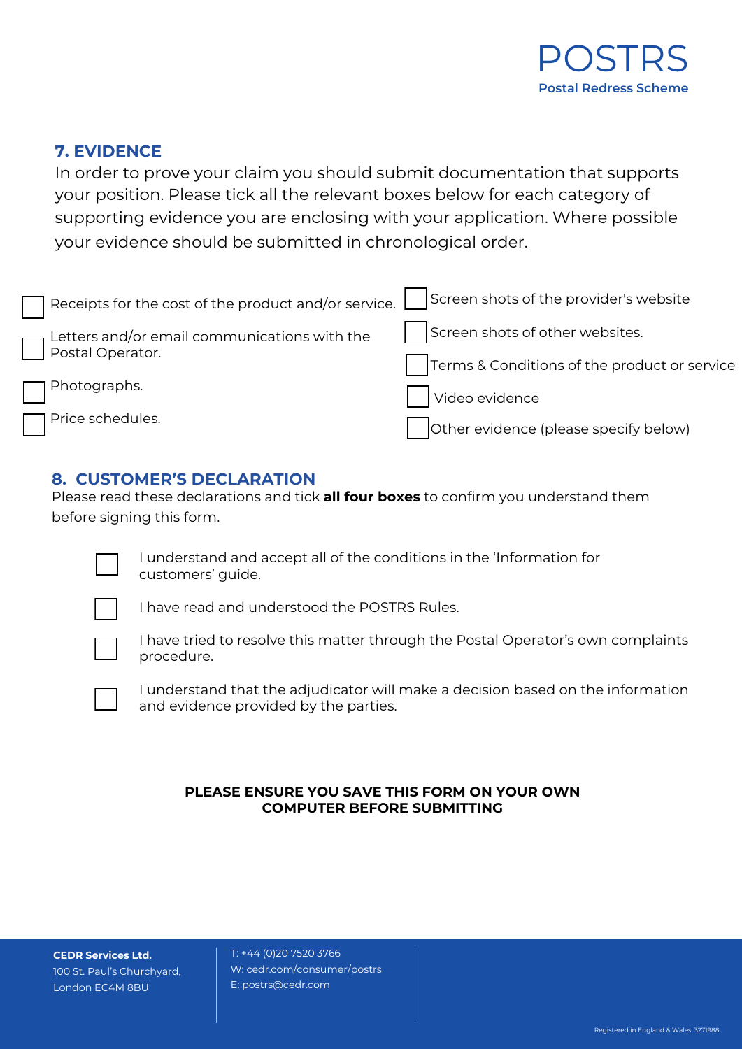## 7. EVIDENCE

In order to prove your claim you should submit documentation that supports your position. Please tick all the relevant boxes below for each category of supporting evidence you are enclosing with your application. Where possible your evidence should be submitted in chronological order.

- ☐ Receipts for the cost of the product and/or service.
- ☐ Letters and/or email communications with the Postal Operator.
- ☐ Photographs.
- ☐ Price schedules.
- ☐ Screen shots of the provider's website
- ☐ Screen shots of other websites.
- ☐ Terms & Conditions of the product or service
- ☐ Video evidence
- ☐ Other evidence (please specify below)

## 8. CUSTOMER'S DECLARATION

Please read these declarations and tick **all four boxes** to confirm you understand them before signing this form.

- ☐ I understand and accept all of the conditions in the 'Information for customers' guide.
- ☐ I have read and understood the POSTRS Rules.
- ☐ I have tried to resolve this matter through the Postal Operator's own complaints procedure.
- ☐ I understand that the adjudicator will make a decision based on the information and evidence provided by the parties.

**PLEASE ENSURE YOU SAVE THIS FORM ON YOUR OWN COMPUTER BEFORE SUBMITTING**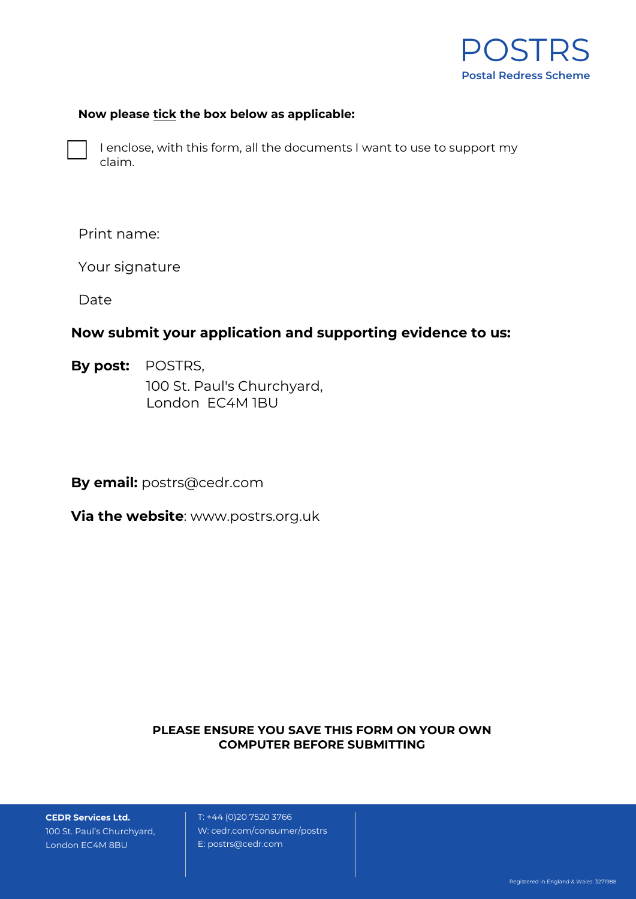**Now please tick the box below as applicable:**

☐ I enclose, with this form, all the documents I want to use to support my claim.

Print name:

Your signature

Date

**Now submit your application and supporting evidence to us:**

**By post:** POSTRS,
100 St. Paul's Churchyard,
London EC4M 1BU

**By email:** postrs@cedr.com

**Via the website**: www.postrs.org.uk

**PLEASE ENSURE YOU SAVE THIS FORM ON YOUR OWN COMPUTER BEFORE SUBMITTING**

**CEDR Services Ltd.**
100 St. Paul's Churchyard,
London EC4M 8BU

T: +44 (0)20 7520 3766
W: cedr.com/consumer/postrs
E: postrs@cedr.com

Registered in England & Wales: 3271988